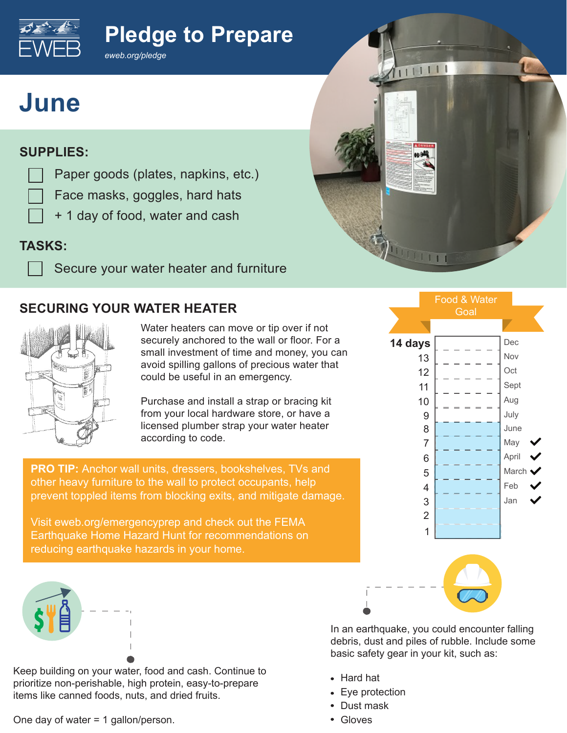# Pledge to Prepare

*eweb.org/pledge*

# June

## SUPPLIES:

- [ ] Paper goods (plates, napkins, etc.)
- [ ] Face masks, goggles, hard hats
- [ ] + 1 day of food, water and cash

## TASKS:

- [ ] Secure your water heater and furniture

## SECURING YOUR WATER HEATER

Water heaters can move or tip over if not securely anchored to the wall or floor. For a small investment of time and money, you can avoid spilling gallons of precious water that could be useful in an emergency.

Purchase and install a strap or bracing kit from your local hardware store, or have a licensed plumber strap your water heater according to code.

**PRO TIP:** Anchor wall units, dressers, bookshelves, TVs and other heavy furniture to the wall to protect occupants, help prevent toppled items from blocking exits, and mitigate damage.

Visit eweb.org/emergencyprep and check out the FEMA Earthquake Home Hazard Hunt for recommendations on reducing earthquake hazards in your home.

### Food & Water Goal

| Days | Month | Done |
|---|---|---|
| 14 days | Dec | |
| 13 | Nov | |
| 12 | Oct | |
| 11 | Sept | |
| 10 | Aug | |
| 9 | July | |
| 8 | June | |
| 7 | May | ✔ |
| 6 | April | ✔ |
| 5 | March | ✔ |
| 4 | Feb | ✔ |
| 3 | Jan | ✔ |
| 2 | | |
| 1 | | |

Keep building on your water, food and cash. Continue to prioritize non-perishable, high protein, easy-to-prepare items like canned foods, nuts, and dried fruits.

One day of water = 1 gallon/person.

In an earthquake, you could encounter falling debris, dust and piles of rubble. Include some basic safety gear in your kit, such as:

- Hard hat
- Eye protection
- Dust mask
- Gloves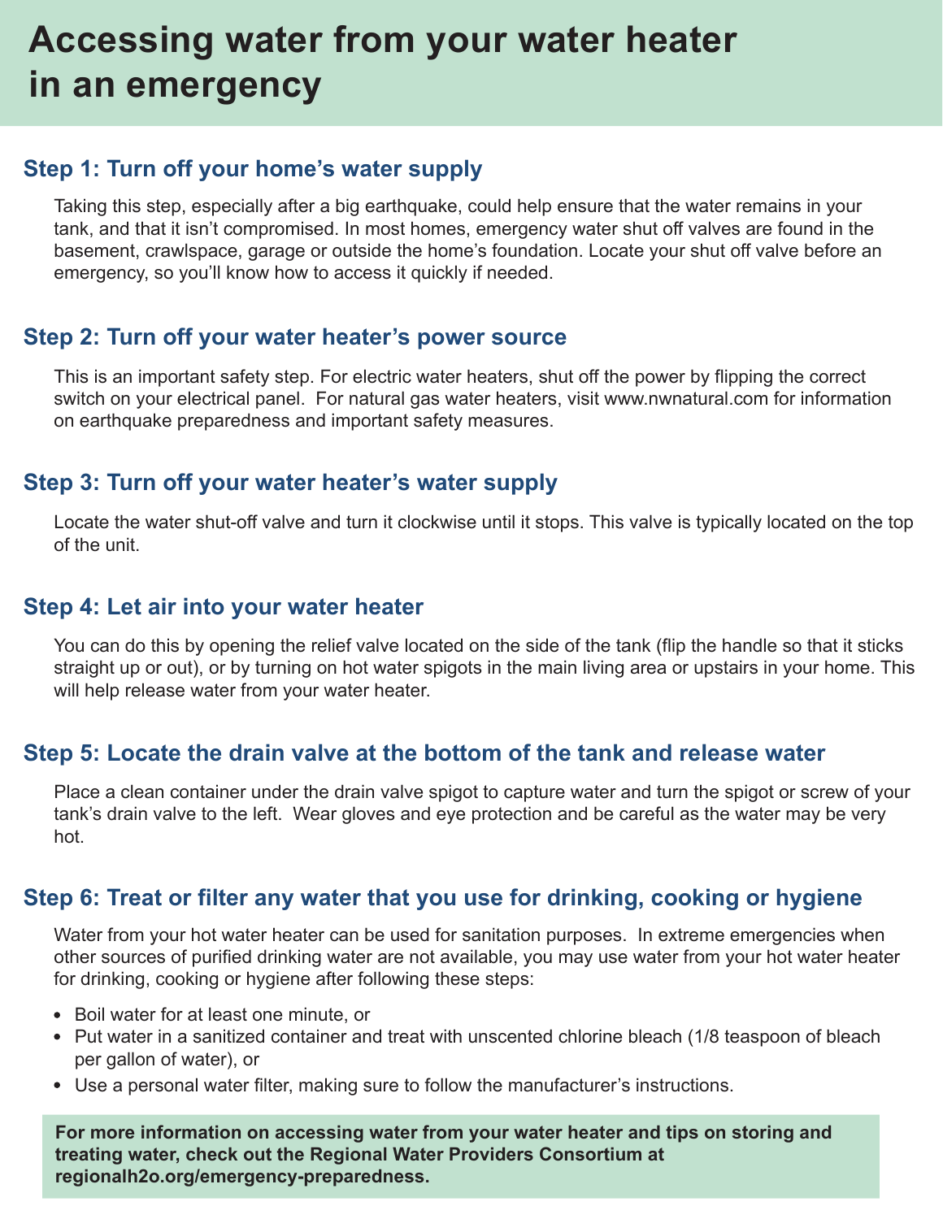# Accessing water from your water heater in an emergency

## Step 1: Turn off your home's water supply

Taking this step, especially after a big earthquake, could help ensure that the water remains in your tank, and that it isn't compromised. In most homes, emergency water shut off valves are found in the basement, crawlspace, garage or outside the home's foundation. Locate your shut off valve before an emergency, so you'll know how to access it quickly if needed.

## Step 2: Turn off your water heater's power source

This is an important safety step. For electric water heaters, shut off the power by flipping the correct switch on your electrical panel. For natural gas water heaters, visit www.nwnatural.com for information on earthquake preparedness and important safety measures.

## Step 3: Turn off your water heater's water supply

Locate the water shut-off valve and turn it clockwise until it stops. This valve is typically located on the top of the unit.

## Step 4: Let air into your water heater

You can do this by opening the relief valve located on the side of the tank (flip the handle so that it sticks straight up or out), or by turning on hot water spigots in the main living area or upstairs in your home. This will help release water from your water heater.

## Step 5: Locate the drain valve at the bottom of the tank and release water

Place a clean container under the drain valve spigot to capture water and turn the spigot or screw of your tank's drain valve to the left. Wear gloves and eye protection and be careful as the water may be very hot.

## Step 6: Treat or filter any water that you use for drinking, cooking or hygiene

Water from your hot water heater can be used for sanitation purposes. In extreme emergencies when other sources of purified drinking water are not available, you may use water from your hot water heater for drinking, cooking or hygiene after following these steps:

- Boil water for at least one minute, or
- Put water in a sanitized container and treat with unscented chlorine bleach (1/8 teaspoon of bleach per gallon of water), or
- Use a personal water filter, making sure to follow the manufacturer's instructions.

**For more information on accessing water from your water heater and tips on storing and treating water, check out the Regional Water Providers Consortium at regionalh2o.org/emergency-preparedness.**